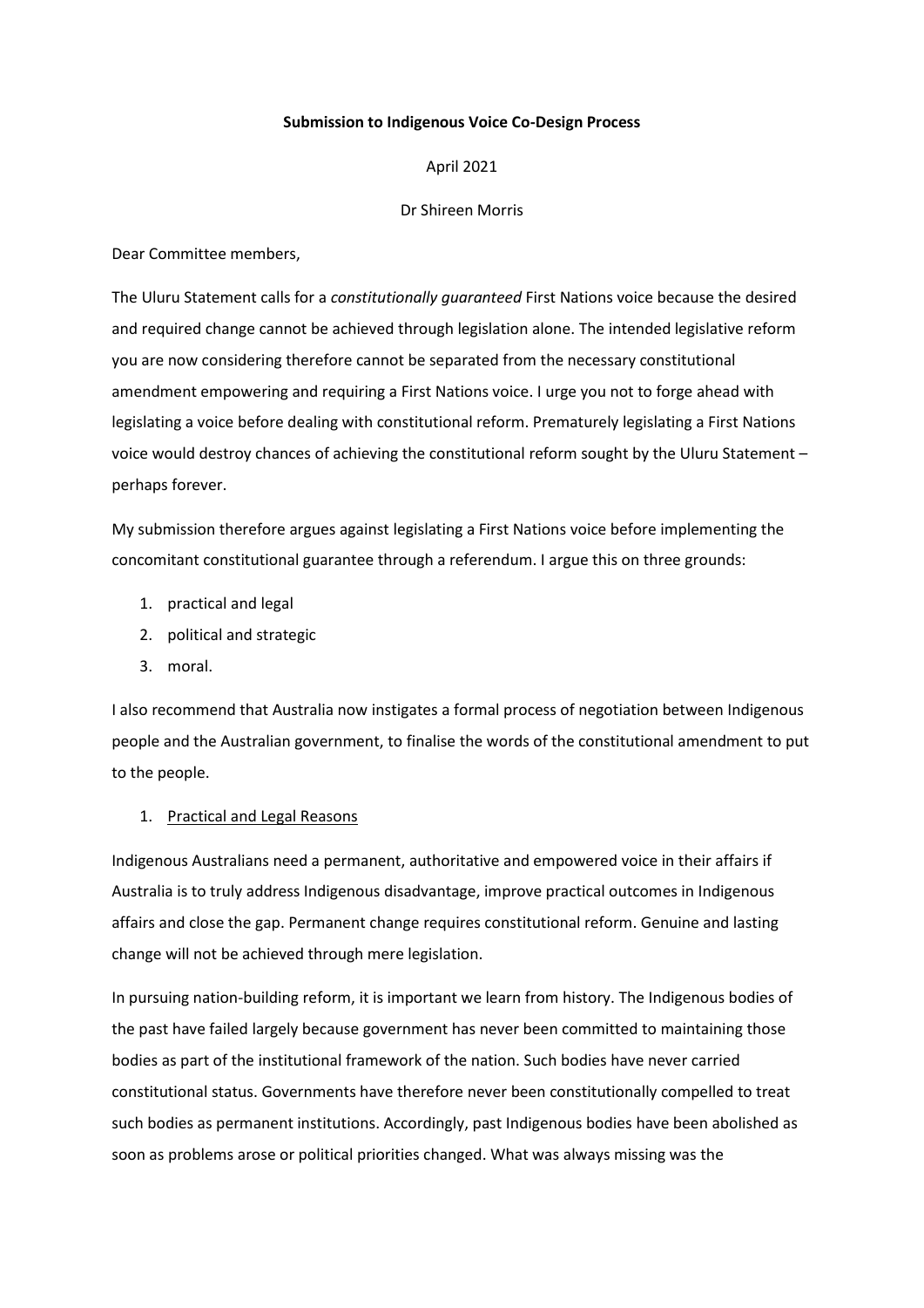**Submission to Indigenous Voice Co-Design Process**

April 2021

Dr Shireen Morris

Dear Committee members,

The Uluru Statement calls for a *constitutionally guaranteed* First Nations voice because the desired and required change cannot be achieved through legislation alone. The intended legislative reform you are now considering therefore cannot be separated from the necessary constitutional amendment empowering and requiring a First Nations voice. I urge you not to forge ahead with legislating a voice before dealing with constitutional reform. Prematurely legislating a First Nations voice would destroy chances of achieving the constitutional reform sought by the Uluru Statement – perhaps forever.

My submission therefore argues against legislating a First Nations voice before implementing the concomitant constitutional guarantee through a referendum. I argue this on three grounds:

1. practical and legal
2. political and strategic
3. moral.

I also recommend that Australia now instigates a formal process of negotiation between Indigenous people and the Australian government, to finalise the words of the constitutional amendment to put to the people.

1. <u>Practical and Legal Reasons</u>

Indigenous Australians need a permanent, authoritative and empowered voice in their affairs if Australia is to truly address Indigenous disadvantage, improve practical outcomes in Indigenous affairs and close the gap. Permanent change requires constitutional reform. Genuine and lasting change will not be achieved through mere legislation.

In pursuing nation-building reform, it is important we learn from history. The Indigenous bodies of the past have failed largely because government has never been committed to maintaining those bodies as part of the institutional framework of the nation. Such bodies have never carried constitutional status. Governments have therefore never been constitutionally compelled to treat such bodies as permanent institutions. Accordingly, past Indigenous bodies have been abolished as soon as problems arose or political priorities changed. What was always missing was the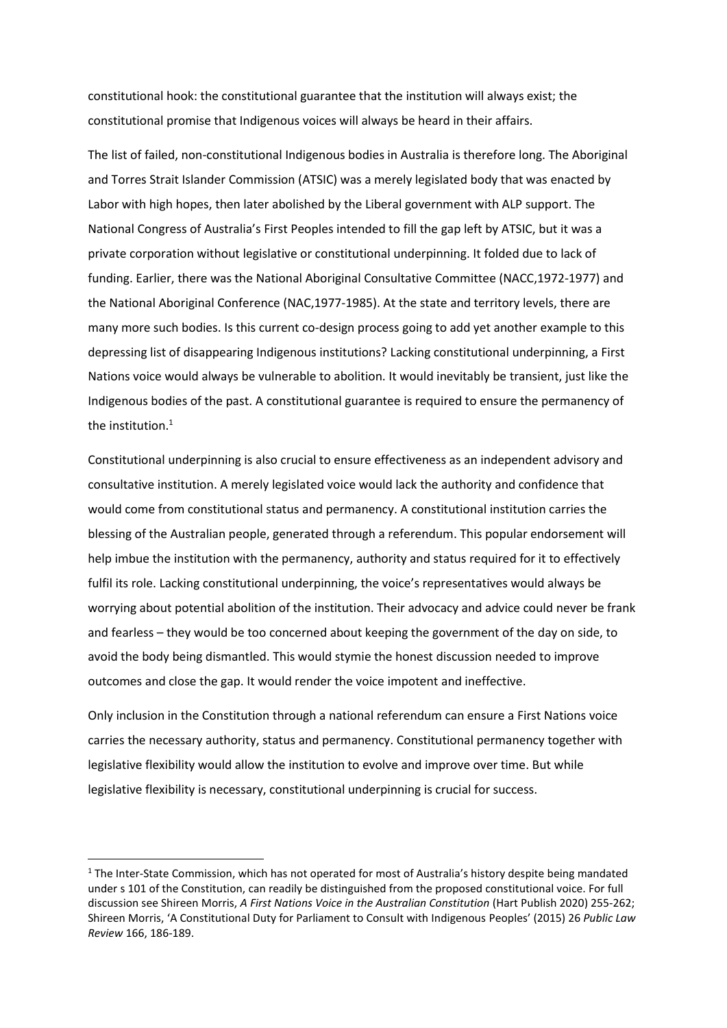constitutional hook: the constitutional guarantee that the institution will always exist; the constitutional promise that Indigenous voices will always be heard in their affairs.

The list of failed, non-constitutional Indigenous bodies in Australia is therefore long. The Aboriginal and Torres Strait Islander Commission (ATSIC) was a merely legislated body that was enacted by Labor with high hopes, then later abolished by the Liberal government with ALP support. The National Congress of Australia's First Peoples intended to fill the gap left by ATSIC, but it was a private corporation without legislative or constitutional underpinning. It folded due to lack of funding. Earlier, there was the National Aboriginal Consultative Committee (NACC,1972-1977) and the National Aboriginal Conference (NAC,1977-1985). At the state and territory levels, there are many more such bodies. Is this current co-design process going to add yet another example to this depressing list of disappearing Indigenous institutions? Lacking constitutional underpinning, a First Nations voice would always be vulnerable to abolition. It would inevitably be transient, just like the Indigenous bodies of the past. A constitutional guarantee is required to ensure the permanency of the institution.[1]

Constitutional underpinning is also crucial to ensure effectiveness as an independent advisory and consultative institution. A merely legislated voice would lack the authority and confidence that would come from constitutional status and permanency. A constitutional institution carries the blessing of the Australian people, generated through a referendum. This popular endorsement will help imbue the institution with the permanency, authority and status required for it to effectively fulfil its role. Lacking constitutional underpinning, the voice's representatives would always be worrying about potential abolition of the institution. Their advocacy and advice could never be frank and fearless – they would be too concerned about keeping the government of the day on side, to avoid the body being dismantled. This would stymie the honest discussion needed to improve outcomes and close the gap. It would render the voice impotent and ineffective.

Only inclusion in the Constitution through a national referendum can ensure a First Nations voice carries the necessary authority, status and permanency. Constitutional permanency together with legislative flexibility would allow the institution to evolve and improve over time. But while legislative flexibility is necessary, constitutional underpinning is crucial for success.

---

[1] The Inter-State Commission, which has not operated for most of Australia's history despite being mandated under s 101 of the Constitution, can readily be distinguished from the proposed constitutional voice. For full discussion see Shireen Morris, *A First Nations Voice in the Australian Constitution* (Hart Publish 2020) 255-262; Shireen Morris, 'A Constitutional Duty for Parliament to Consult with Indigenous Peoples' (2015) 26 *Public Law Review* 166, 186-189.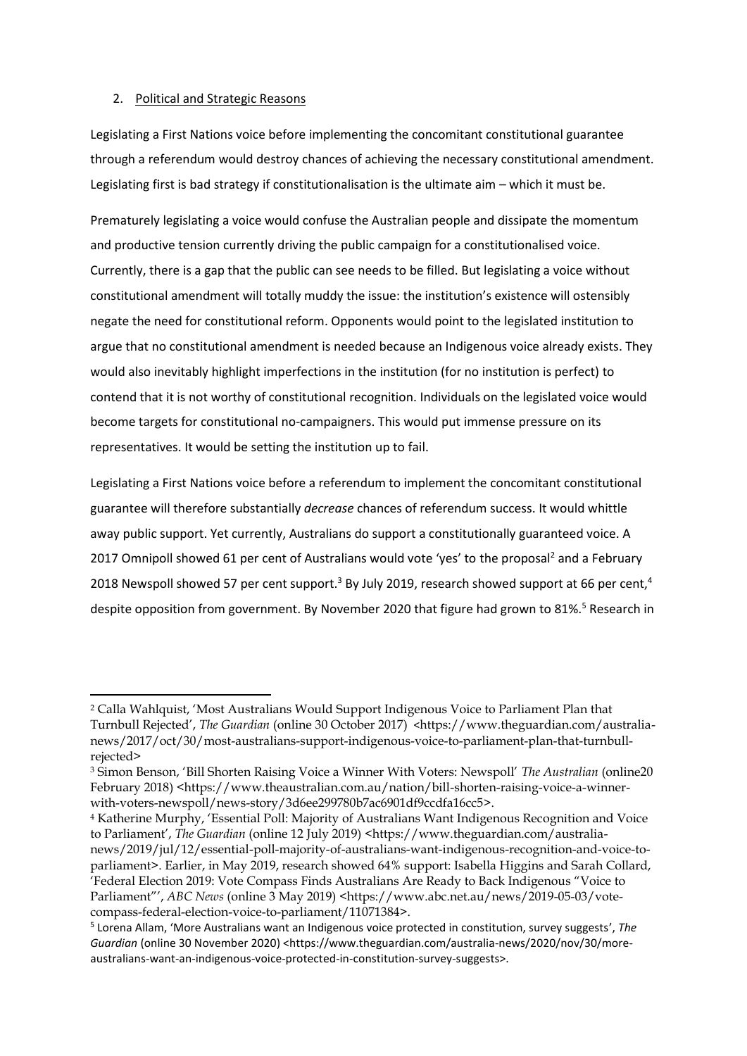2. Political and Strategic Reasons

Legislating a First Nations voice before implementing the concomitant constitutional guarantee through a referendum would destroy chances of achieving the necessary constitutional amendment. Legislating first is bad strategy if constitutionalisation is the ultimate aim – which it must be.

Prematurely legislating a voice would confuse the Australian people and dissipate the momentum and productive tension currently driving the public campaign for a constitutionalised voice. Currently, there is a gap that the public can see needs to be filled. But legislating a voice without constitutional amendment will totally muddy the issue: the institution's existence will ostensibly negate the need for constitutional reform. Opponents would point to the legislated institution to argue that no constitutional amendment is needed because an Indigenous voice already exists. They would also inevitably highlight imperfections in the institution (for no institution is perfect) to contend that it is not worthy of constitutional recognition. Individuals on the legislated voice would become targets for constitutional no-campaigners. This would put immense pressure on its representatives. It would be setting the institution up to fail.

Legislating a First Nations voice before a referendum to implement the concomitant constitutional guarantee will therefore substantially *decrease* chances of referendum success. It would whittle away public support. Yet currently, Australians do support a constitutionally guaranteed voice. A 2017 Omnipoll showed 61 per cent of Australians would vote 'yes' to the proposal[2] and a February 2018 Newspoll showed 57 per cent support.[3] By July 2019, research showed support at 66 per cent,[4] despite opposition from government. By November 2020 that figure had grown to 81%.[5] Research in

---

[2] Calla Wahlquist, 'Most Australians Would Support Indigenous Voice to Parliament Plan that Turnbull Rejected', *The Guardian* (online 30 October 2017) <https://www.theguardian.com/australia-news/2017/oct/30/most-australians-support-indigenous-voice-to-parliament-plan-that-turnbull-rejected>

[3] Simon Benson, 'Bill Shorten Raising Voice a Winner With Voters: Newspoll' *The Australian* (online20 February 2018) <https://www.theaustralian.com.au/nation/bill-shorten-raising-voice-a-winner-with-voters-newspoll/news-story/3d6ee299780b7ac6901df9ccdfa16cc5>.

[4] Katherine Murphy, 'Essential Poll: Majority of Australians Want Indigenous Recognition and Voice to Parliament', *The Guardian* (online 12 July 2019) <https://www.theguardian.com/australia-news/2019/jul/12/essential-poll-majority-of-australians-want-indigenous-recognition-and-voice-to-parliament>. Earlier, in May 2019, research showed 64% support: Isabella Higgins and Sarah Collard, 'Federal Election 2019: Vote Compass Finds Australians Are Ready to Back Indigenous "Voice to Parliament"', *ABC News* (online 3 May 2019) <https://www.abc.net.au/news/2019-05-03/vote-compass-federal-election-voice-to-parliament/11071384>.

[5] Lorena Allam, 'More Australians want an Indigenous voice protected in constitution, survey suggests', *The Guardian* (online 30 November 2020) <https://www.theguardian.com/australia-news/2020/nov/30/more-australians-want-an-indigenous-voice-protected-in-constitution-survey-suggests>.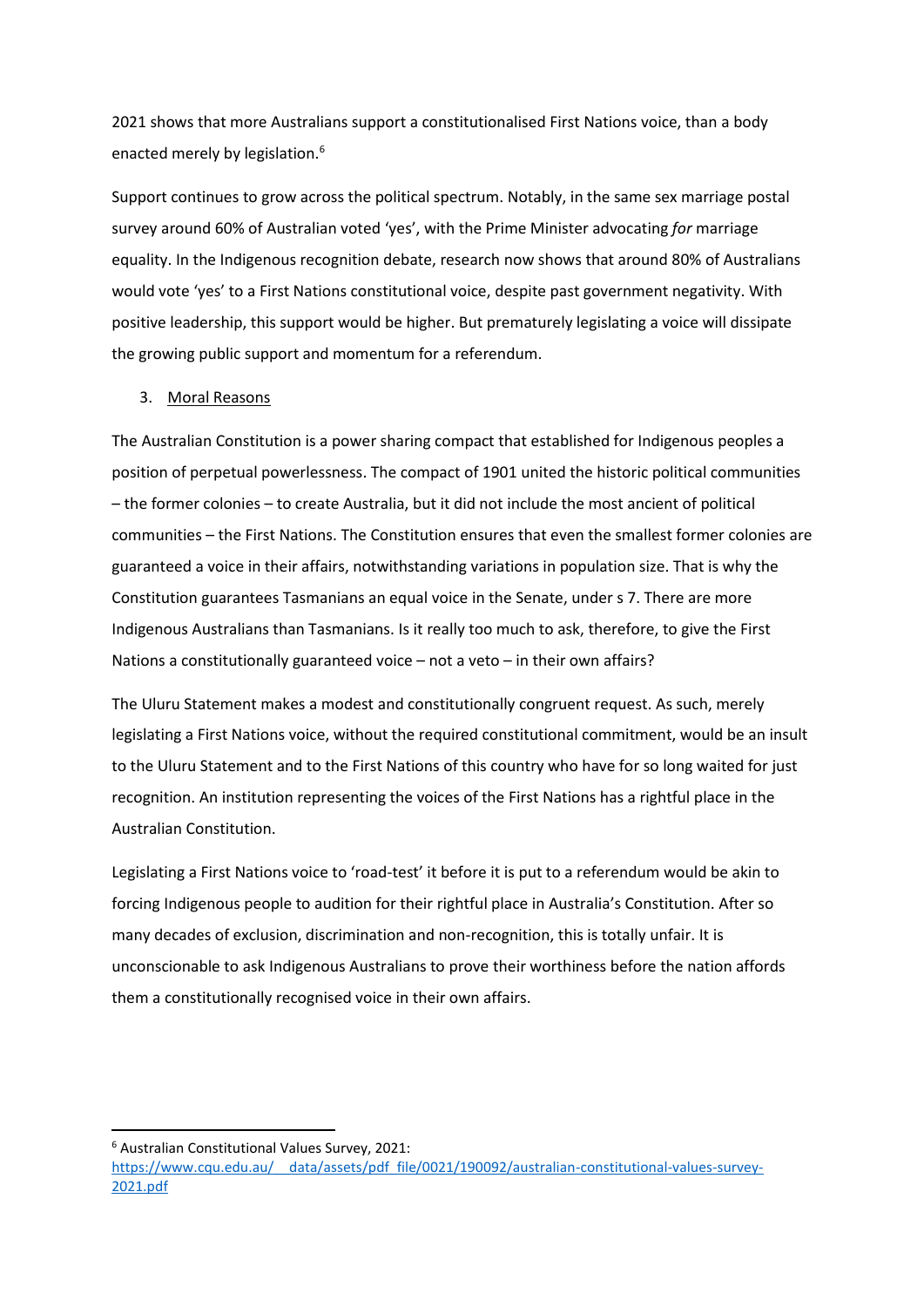2021 shows that more Australians support a constitutionalised First Nations voice, than a body enacted merely by legislation.[6]

Support continues to grow across the political spectrum. Notably, in the same sex marriage postal survey around 60% of Australian voted 'yes', with the Prime Minister advocating *for* marriage equality. In the Indigenous recognition debate, research now shows that around 80% of Australians would vote 'yes' to a First Nations constitutional voice, despite past government negativity. With positive leadership, this support would be higher. But prematurely legislating a voice will dissipate the growing public support and momentum for a referendum.

3. Moral Reasons

The Australian Constitution is a power sharing compact that established for Indigenous peoples a position of perpetual powerlessness. The compact of 1901 united the historic political communities – the former colonies – to create Australia, but it did not include the most ancient of political communities – the First Nations. The Constitution ensures that even the smallest former colonies are guaranteed a voice in their affairs, notwithstanding variations in population size. That is why the Constitution guarantees Tasmanians an equal voice in the Senate, under s 7. There are more Indigenous Australians than Tasmanians. Is it really too much to ask, therefore, to give the First Nations a constitutionally guaranteed voice – not a veto – in their own affairs?

The Uluru Statement makes a modest and constitutionally congruent request. As such, merely legislating a First Nations voice, without the required constitutional commitment, would be an insult to the Uluru Statement and to the First Nations of this country who have for so long waited for just recognition. An institution representing the voices of the First Nations has a rightful place in the Australian Constitution.

Legislating a First Nations voice to 'road-test' it before it is put to a referendum would be akin to forcing Indigenous people to audition for their rightful place in Australia's Constitution. After so many decades of exclusion, discrimination and non-recognition, this is totally unfair. It is unconscionable to ask Indigenous Australians to prove their worthiness before the nation affords them a constitutionally recognised voice in their own affairs.

---

[6] Australian Constitutional Values Survey, 2021: https://www.cqu.edu.au/__data/assets/pdf_file/0021/190092/australian-constitutional-values-survey-2021.pdf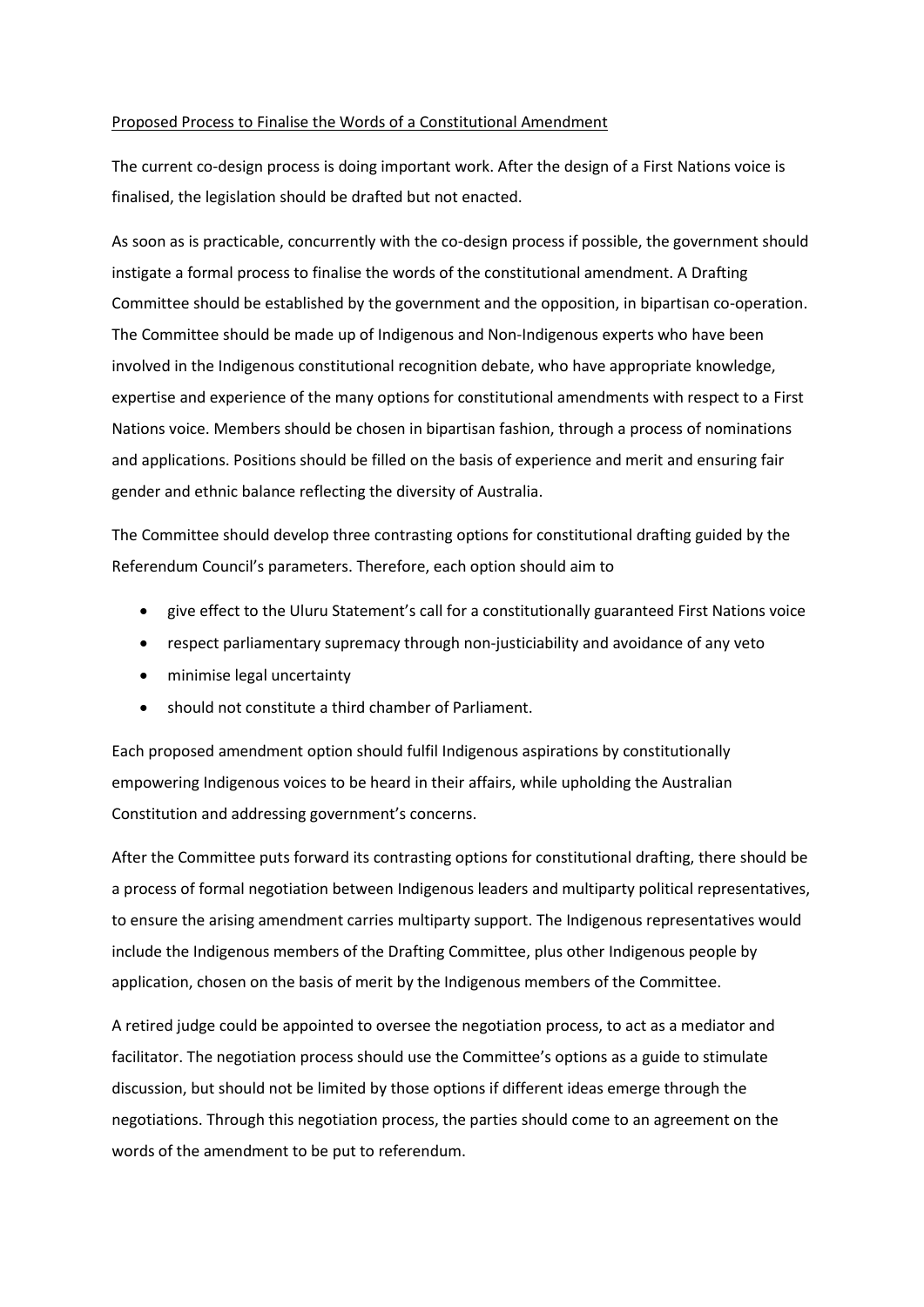<u>Proposed Process to Finalise the Words of a Constitutional Amendment</u>

The current co-design process is doing important work. After the design of a First Nations voice is finalised, the legislation should be drafted but not enacted.

As soon as is practicable, concurrently with the co-design process if possible, the government should instigate a formal process to finalise the words of the constitutional amendment. A Drafting Committee should be established by the government and the opposition, in bipartisan co-operation. The Committee should be made up of Indigenous and Non-Indigenous experts who have been involved in the Indigenous constitutional recognition debate, who have appropriate knowledge, expertise and experience of the many options for constitutional amendments with respect to a First Nations voice. Members should be chosen in bipartisan fashion, through a process of nominations and applications. Positions should be filled on the basis of experience and merit and ensuring fair gender and ethnic balance reflecting the diversity of Australia.

The Committee should develop three contrasting options for constitutional drafting guided by the Referendum Council's parameters. Therefore, each option should aim to

- give effect to the Uluru Statement's call for a constitutionally guaranteed First Nations voice
- respect parliamentary supremacy through non-justiciability and avoidance of any veto
- minimise legal uncertainty
- should not constitute a third chamber of Parliament.

Each proposed amendment option should fulfil Indigenous aspirations by constitutionally empowering Indigenous voices to be heard in their affairs, while upholding the Australian Constitution and addressing government's concerns.

After the Committee puts forward its contrasting options for constitutional drafting, there should be a process of formal negotiation between Indigenous leaders and multiparty political representatives, to ensure the arising amendment carries multiparty support. The Indigenous representatives would include the Indigenous members of the Drafting Committee, plus other Indigenous people by application, chosen on the basis of merit by the Indigenous members of the Committee.

A retired judge could be appointed to oversee the negotiation process, to act as a mediator and facilitator. The negotiation process should use the Committee's options as a guide to stimulate discussion, but should not be limited by those options if different ideas emerge through the negotiations. Through this negotiation process, the parties should come to an agreement on the words of the amendment to be put to referendum.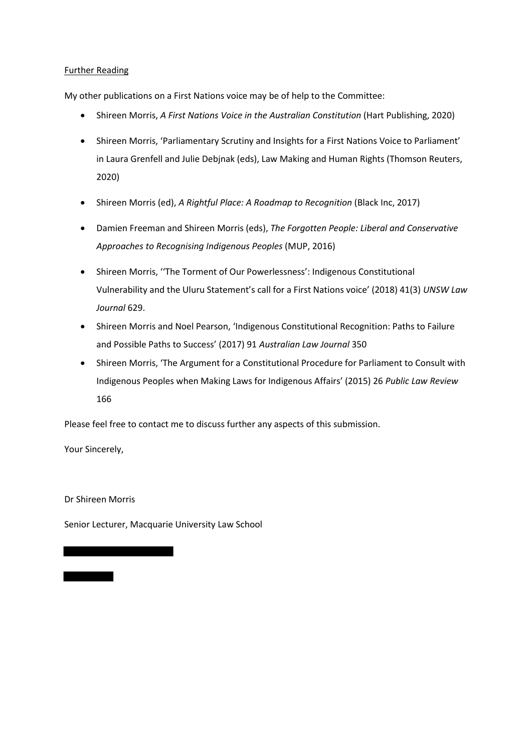Further Reading

My other publications on a First Nations voice may be of help to the Committee:

- Shireen Morris, *A First Nations Voice in the Australian Constitution* (Hart Publishing, 2020)
- Shireen Morris, 'Parliamentary Scrutiny and Insights for a First Nations Voice to Parliament' in Laura Grenfell and Julie Debjnak (eds), Law Making and Human Rights (Thomson Reuters, 2020)
- Shireen Morris (ed), *A Rightful Place: A Roadmap to Recognition* (Black Inc, 2017)
- Damien Freeman and Shireen Morris (eds), *The Forgotten People: Liberal and Conservative Approaches to Recognising Indigenous Peoples* (MUP, 2016)
- Shireen Morris, ''The Torment of Our Powerlessness': Indigenous Constitutional Vulnerability and the Uluru Statement's call for a First Nations voice' (2018) 41(3) *UNSW Law Journal* 629.
- Shireen Morris and Noel Pearson, 'Indigenous Constitutional Recognition: Paths to Failure and Possible Paths to Success' (2017) 91 *Australian Law Journal* 350
- Shireen Morris, 'The Argument for a Constitutional Procedure for Parliament to Consult with Indigenous Peoples when Making Laws for Indigenous Affairs' (2015) 26 *Public Law Review* 166

Please feel free to contact me to discuss further any aspects of this submission.

Your Sincerely,

Dr Shireen Morris

Senior Lecturer, Macquarie University Law School